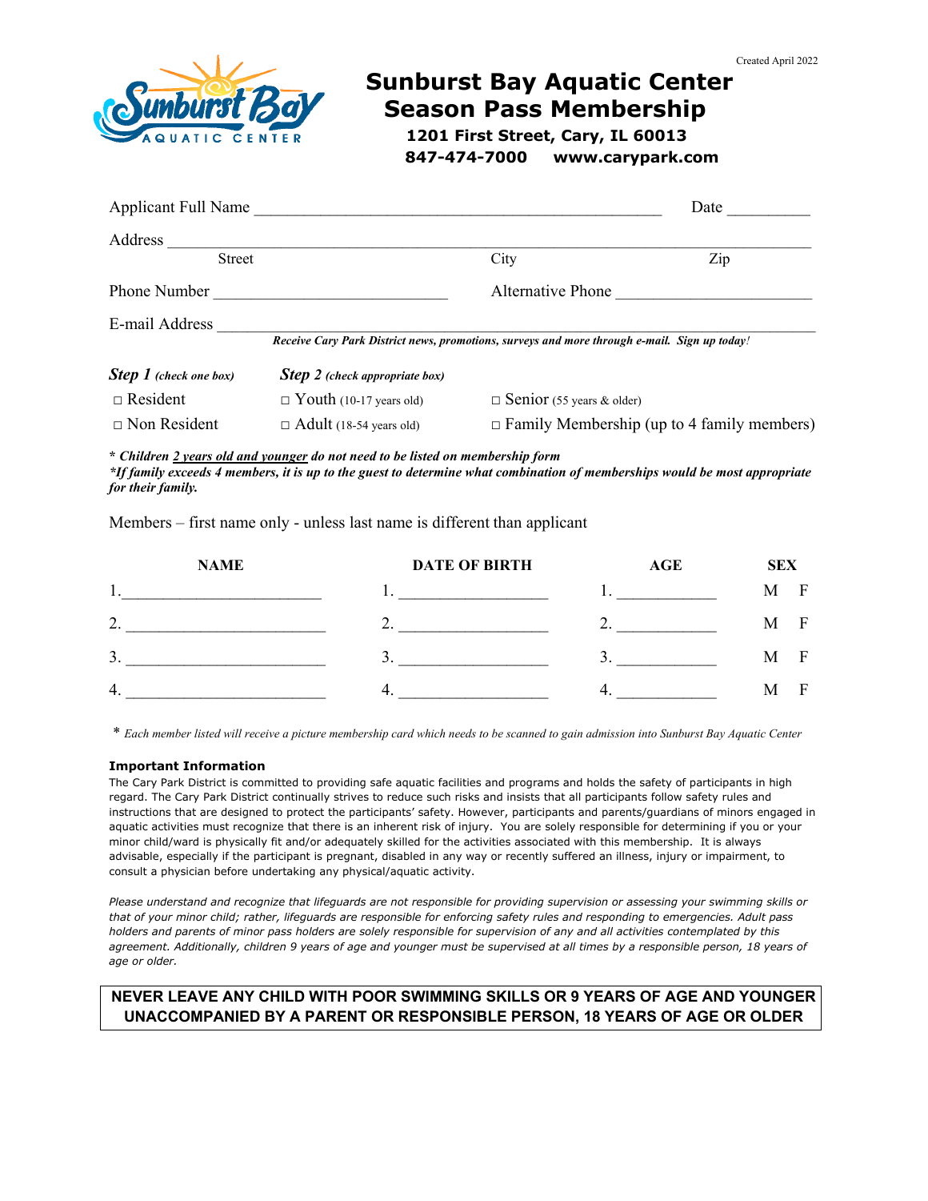Created April 2022

# Sunburst Bay Aquatic Center
# Season Pass Membership

**1201 First Street, Cary, IL 60013**
**847-474-7000 www.carypark.com**

Applicant Full Name ______________________________________________ Date __________

Address ___________________________________________________________________________
Street City Zip

Phone Number ___________________________ Alternative Phone _______________________

E-mail Address _____________________________________________________________________

***Receive Cary Park District news, promotions, surveys and more through e-mail. Sign up today!***

| ***Step 1*** *(check one box)* | ***Step 2*** *(check appropriate box)* | |
|---|---|---|
| □ Resident | □ Youth (10-17 years old) | □ Senior (55 years & older) |
| □ Non Resident | □ Adult (18-54 years old) | □ Family Membership (up to 4 family members) |

***\* Children 2 years old and younger do not need to be listed on membership form***
***\*If family exceeds 4 members, it is up to the guest to determine what combination of memberships would be most appropriate for their family.***

Members – first name only - unless last name is different than applicant

| NAME | DATE OF BIRTH | AGE | SEX |
|---|---|---|---|
| 1. ______________________ | 1. ________________ | 1. ___________ | M F |
| 2. ______________________ | 2. ________________ | 2. ___________ | M F |
| 3. ______________________ | 3. ________________ | 3. ___________ | M F |
| 4. ______________________ | 4. ________________ | 4. ___________ | M F |

*\* Each member listed will receive a picture membership card which needs to be scanned to gain admission into Sunburst Bay Aquatic Center*

**Important Information**

The Cary Park District is committed to providing safe aquatic facilities and programs and holds the safety of participants in high regard. The Cary Park District continually strives to reduce such risks and insists that all participants follow safety rules and instructions that are designed to protect the participants' safety. However, participants and parents/guardians of minors engaged in aquatic activities must recognize that there is an inherent risk of injury. You are solely responsible for determining if you or your minor child/ward is physically fit and/or adequately skilled for the activities associated with this membership. It is always advisable, especially if the participant is pregnant, disabled in any way or recently suffered an illness, injury or impairment, to consult a physician before undertaking any physical/aquatic activity.

*Please understand and recognize that lifeguards are not responsible for providing supervision or assessing your swimming skills or that of your minor child; rather, lifeguards are responsible for enforcing safety rules and responding to emergencies. Adult pass holders and parents of minor pass holders are solely responsible for supervision of any and all activities contemplated by this agreement. Additionally, children 9 years of age and younger must be supervised at all times by a responsible person, 18 years of age or older.*

**NEVER LEAVE ANY CHILD WITH POOR SWIMMING SKILLS OR 9 YEARS OF AGE AND YOUNGER UNACCOMPANIED BY A PARENT OR RESPONSIBLE PERSON, 18 YEARS OF AGE OR OLDER**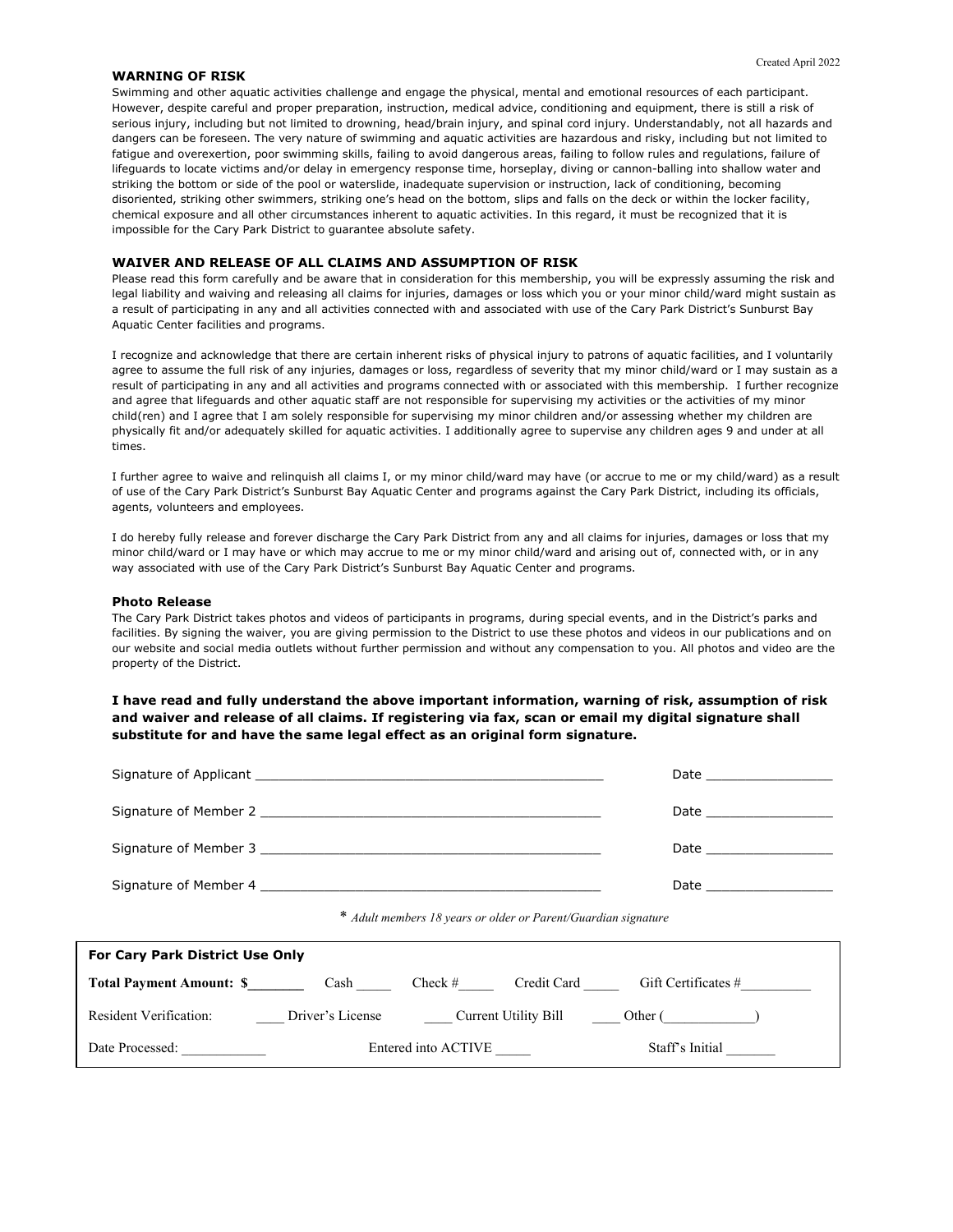Created April 2022

### WARNING OF RISK

Swimming and other aquatic activities challenge and engage the physical, mental and emotional resources of each participant. However, despite careful and proper preparation, instruction, medical advice, conditioning and equipment, there is still a risk of serious injury, including but not limited to drowning, head/brain injury, and spinal cord injury. Understandably, not all hazards and dangers can be foreseen. The very nature of swimming and aquatic activities are hazardous and risky, including but not limited to fatigue and overexertion, poor swimming skills, failing to avoid dangerous areas, failing to follow rules and regulations, failure of lifeguards to locate victims and/or delay in emergency response time, horseplay, diving or cannon-balling into shallow water and striking the bottom or side of the pool or waterslide, inadequate supervision or instruction, lack of conditioning, becoming disoriented, striking other swimmers, striking one's head on the bottom, slips and falls on the deck or within the locker facility, chemical exposure and all other circumstances inherent to aquatic activities. In this regard, it must be recognized that it is impossible for the Cary Park District to guarantee absolute safety.

### WAIVER AND RELEASE OF ALL CLAIMS AND ASSUMPTION OF RISK

Please read this form carefully and be aware that in consideration for this membership, you will be expressly assuming the risk and legal liability and waiving and releasing all claims for injuries, damages or loss which you or your minor child/ward might sustain as a result of participating in any and all activities connected with and associated with use of the Cary Park District's Sunburst Bay Aquatic Center facilities and programs.

I recognize and acknowledge that there are certain inherent risks of physical injury to patrons of aquatic facilities, and I voluntarily agree to assume the full risk of any injuries, damages or loss, regardless of severity that my minor child/ward or I may sustain as a result of participating in any and all activities and programs connected with or associated with this membership. I further recognize and agree that lifeguards and other aquatic staff are not responsible for supervising my activities or the activities of my minor child(ren) and I agree that I am solely responsible for supervising my minor children and/or assessing whether my children are physically fit and/or adequately skilled for aquatic activities. I additionally agree to supervise any children ages 9 and under at all times.

I further agree to waive and relinquish all claims I, or my minor child/ward may have (or accrue to me or my child/ward) as a result of use of the Cary Park District's Sunburst Bay Aquatic Center and programs against the Cary Park District, including its officials, agents, volunteers and employees.

I do hereby fully release and forever discharge the Cary Park District from any and all claims for injuries, damages or loss that my minor child/ward or I may have or which may accrue to me or my minor child/ward and arising out of, connected with, or in any way associated with use of the Cary Park District's Sunburst Bay Aquatic Center and programs.

### Photo Release

The Cary Park District takes photos and videos of participants in programs, during special events, and in the District's parks and facilities. By signing the waiver, you are giving permission to the District to use these photos and videos in our publications and on our website and social media outlets without further permission and without any compensation to you. All photos and video are the property of the District.

**I have read and fully understand the above important information, warning of risk, assumption of risk and waiver and release of all claims. If registering via fax, scan or email my digital signature shall substitute for and have the same legal effect as an original form signature.**

Signature of Applicant ____________________________________________ Date ________________

Signature of Member 2 ____________________________________________ Date ________________

Signature of Member 3 ____________________________________________ Date ________________

Signature of Member 4 ____________________________________________ Date ________________

\* *Adult members 18 years or older or Parent/Guardian signature*

**For Cary Park District Use Only**

**Total Payment Amount: $_______** Cash _____ Check #_____ Credit Card _____ Gift Certificates #_________

Resident Verification: ____ Driver's License ____ Current Utility Bill ____ Other (____________)

Date Processed: ___________ Entered into ACTIVE _____ Staff's Initial _______